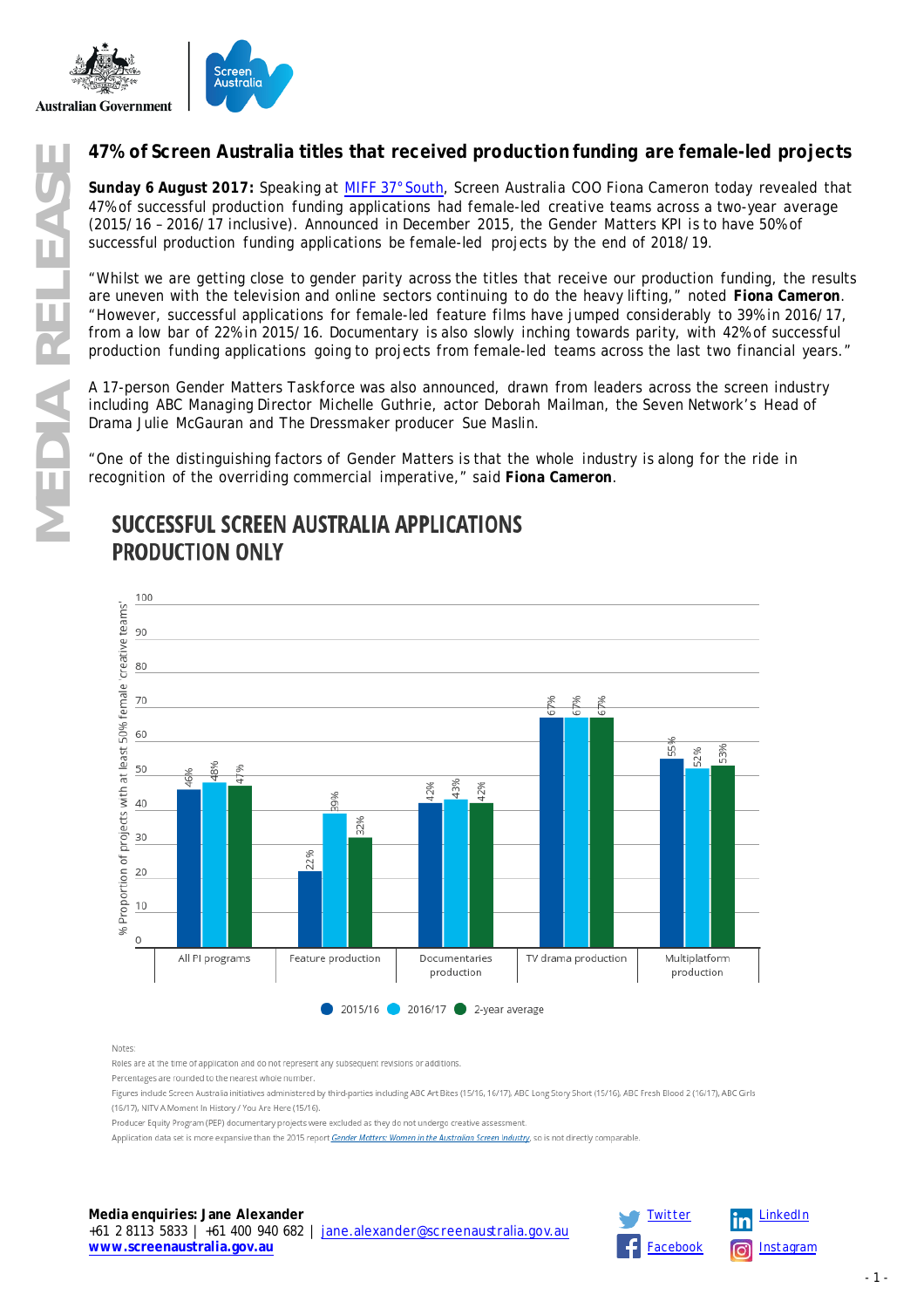# 47% of Screen Australia titles that received production funding are female-led projects

**Sunday 6 August 2017:** Speaking at MIFF 37° South, Screen Australia COO Fiona Cameron today revealed that 47% of successful production funding applications had female-led creative teams across a two-year average (2015/16 – 2016/17 inclusive). Announced in December 2015, the Gender Matters KPI is to have 50% of successful production funding applications be female-led projects by the end of 2018/19.

"Whilst we are getting close to gender parity across the titles that receive our production funding, the results are uneven with the television and online sectors continuing to do the heavy lifting," noted **Fiona Cameron**. "However, successful applications for female-led feature films have jumped considerably to 39% in 2016/17, from a low bar of 22% in 2015/16. Documentary is also slowly inching towards parity, with 42% of successful production funding applications going to projects from female-led teams across the last two financial years."

A 17-person Gender Matters Taskforce was also announced, drawn from leaders across the screen industry including ABC Managing Director Michelle Guthrie, actor Deborah Mailman, the Seven Network's Head of Drama Julie McGauran and The Dressmaker producer Sue Maslin.

"One of the distinguishing factors of Gender Matters is that the whole industry is along for the ride in recognition of the overriding commercial imperative," said **Fiona Cameron**.

## SUCCESSFUL SCREEN AUSTRALIA APPLICATIONS PRODUCTION ONLY

% Proportion of projects with at least 50% female 'creative teams'

| | 2015/16 | 2016/17 | 2-year average |
|---|---|---|---|
| All PI programs | 46% | 48% | 47% |
| Feature production | 22% | 39% | 32% |
| Documentaries production | 42% | 43% | 42% |
| TV drama production | 67% | 67% | 67% |
| Multiplatform production | 55% | 52% | 53% |

Notes:

Roles are at the time of application and do not represent any subsequent revisions or additions.

Percentages are rounded to the nearest whole number.

Figures include Screen Australia initiatives administered by third-parties including ABC Art Bites (15/16, 16/17), ABC Long Story Short (15/16), ABC Fresh Blood 2 (16/17), ABC Girls (16/17), NITV A Moment In History / You Are Here (15/16).

Producer Equity Program (PEP) documentary projects were excluded as they do not undergo creative assessment.

Application data set is more expansive than the 2015 report *Gender Matters: Women in the Australian Screen Industry*, so is not directly comparable.

**Media enquiries: Jane Alexander**
+61 2 8113 5833 | +61 400 940 682 | jane.alexander@screenaustralia.gov.au
**www.screenaustralia.gov.au**

Twitter | LinkedIn | Facebook | Instagram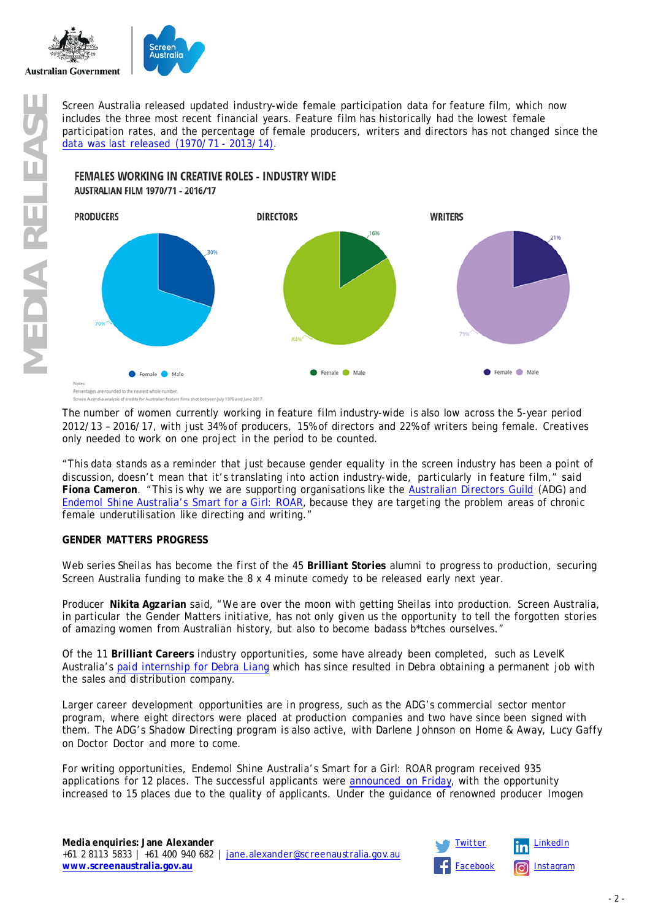Screen Australia released updated industry-wide female participation data for feature film, which now includes the three most recent financial years. Feature film has historically had the lowest female participation rates, and the percentage of female producers, writers and directors has not changed since the [data was last released (1970/71 - 2013/14)](#).

## FEMALES WORKING IN CREATIVE ROLES - INDUSTRY WIDE

AUSTRALIAN FILM 1970/71 - 2016/17

| | Female | Male |
|---|---|---|
| PRODUCERS | 30% | 70% |
| DIRECTORS | 16% | 84% |
| WRITERS | 21% | 79% |

Notes:
Percentages are rounded to the nearest whole number.
Screen Australia analysis of credits for Australian feature films shot between July 1970 and June 2017.

The number of women currently working in feature film industry-wide is also low across the 5-year period 2012/13 – 2016/17, with just 34% of producers, 15% of directors and 22% of writers being female. Creatives only needed to work on one project in the period to be counted.

"This data stands as a reminder that just because gender equality in the screen industry has been a point of discussion, doesn't mean that it's translating into action industry-wide, particularly in feature film," said **Fiona Cameron**. "This is why we are supporting organisations like the [Australian Directors Guild](#) (ADG) and [Endemol Shine Australia's Smart for a Girl: ROAR](#), because they are targeting the problem areas of chronic female underutilisation like directing and writing."

**GENDER MATTERS PROGRESS**

Web series Sheilas has become the first of the 45 **Brilliant Stories** alumni to progress to production, securing Screen Australia funding to make the 8 x 4 minute comedy to be released early next year.

Producer **Nikita Agzarian** said, "We are over the moon with getting Sheilas into production. Screen Australia, in particular the Gender Matters initiative, has not only given us the opportunity to tell the forgotten stories of amazing women from Australian history, but also to become badass b*tches ourselves."

Of the 11 **Brilliant Careers** industry opportunities, some have already been completed, such as LevelK Australia's [paid internship for Debra Liang](#) which has since resulted in Debra obtaining a permanent job with the sales and distribution company.

Larger career development opportunities are in progress, such as the ADG's commercial sector mentor program, where eight directors were placed at production companies and two have since been signed with them. The ADG's Shadow Directing program is also active, with Darlene Johnson on Home & Away, Lucy Gaffy on Doctor Doctor and more to come.

For writing opportunities, Endemol Shine Australia's Smart for a Girl: ROAR program received 935 applications for 12 places. The successful applicants were [announced on Friday](#), with the opportunity increased to 15 places due to the quality of applicants. Under the guidance of renowned producer Imogen

**Media enquiries: Jane Alexander**
+61 2 8113 5833 | +61 400 940 682 | [jane.alexander@screenaustralia.gov.au](mailto:jane.alexander@screenaustralia.gov.au)
**[www.screenaustralia.gov.au](http://www.screenaustralia.gov.au)**

[Twitter](#) [LinkedIn](#) [Facebook](#) [Instagram](#)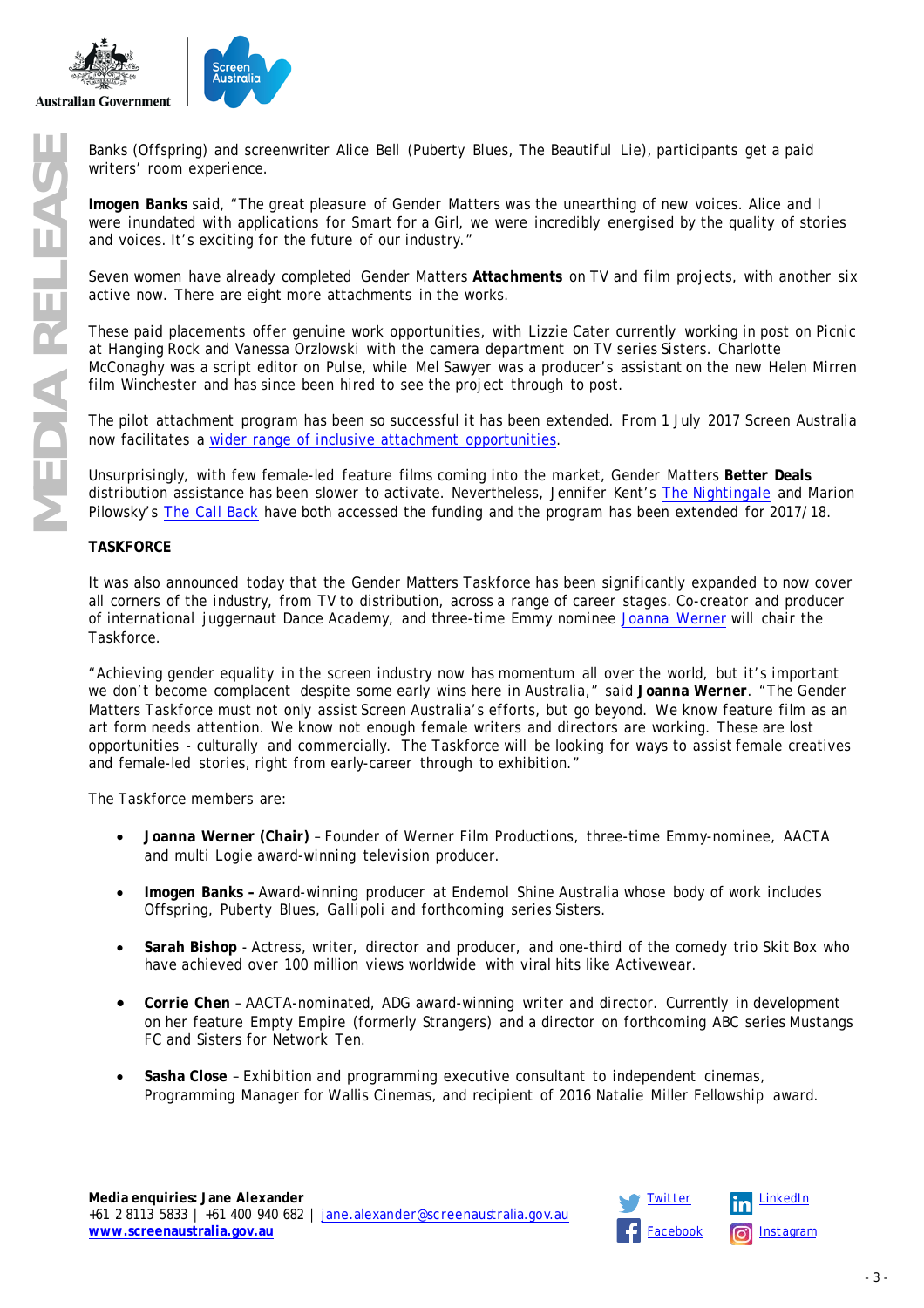Banks (Offspring) and screenwriter Alice Bell (Puberty Blues, The Beautiful Lie), participants get a paid writers' room experience.

**Imogen Banks** said, "The great pleasure of Gender Matters was the unearthing of new voices. Alice and I were inundated with applications for Smart for a Girl, we were incredibly energised by the quality of stories and voices. It's exciting for the future of our industry."

Seven women have already completed Gender Matters **Attachments** on TV and film projects, with another six active now. There are eight more attachments in the works.

These paid placements offer genuine work opportunities, with Lizzie Cater currently working in post on Picnic at Hanging Rock and Vanessa Orzlowski with the camera department on TV series Sisters. Charlotte McConaghy was a script editor on Pulse, while Mel Sawyer was a producer's assistant on the new Helen Mirren film Winchester and has since been hired to see the project through to post.

The pilot attachment program has been so successful it has been extended. From 1 July 2017 Screen Australia now facilitates a wider range of inclusive attachment opportunities.

Unsurprisingly, with few female-led feature films coming into the market, Gender Matters **Better Deals** distribution assistance has been slower to activate. Nevertheless, Jennifer Kent's The Nightingale and Marion Pilowsky's The Call Back have both accessed the funding and the program has been extended for 2017/18.

**TASKFORCE**

It was also announced today that the Gender Matters Taskforce has been significantly expanded to now cover all corners of the industry, from TV to distribution, across a range of career stages. Co-creator and producer of international juggernaut Dance Academy, and three-time Emmy nominee Joanna Werner will chair the Taskforce.

"Achieving gender equality in the screen industry now has momentum all over the world, but it's important we don't become complacent despite some early wins here in Australia," said **Joanna Werner**. "The Gender Matters Taskforce must not only assist Screen Australia's efforts, but go beyond. We know feature film as an art form needs attention. We know not enough female writers and directors are working. These are lost opportunities - culturally and commercially. The Taskforce will be looking for ways to assist female creatives and female-led stories, right from early-career through to exhibition."

The Taskforce members are:

- **Joanna Werner (Chair)** – Founder of Werner Film Productions, three-time Emmy-nominee, AACTA and multi Logie award-winning television producer.
- **Imogen Banks –** Award-winning producer at Endemol Shine Australia whose body of work includes Offspring, Puberty Blues, Gallipoli and forthcoming series Sisters.
- **Sarah Bishop** - Actress, writer, director and producer, and one-third of the comedy trio Skit Box who have achieved over 100 million views worldwide with viral hits like Activewear.
- **Corrie Chen** – AACTA-nominated, ADG award-winning writer and director. Currently in development on her feature Empty Empire (formerly Strangers) and a director on forthcoming ABC series Mustangs FC and Sisters for Network Ten.
- **Sasha Close** – Exhibition and programming executive consultant to independent cinemas, Programming Manager for Wallis Cinemas, and recipient of 2016 Natalie Miller Fellowship award.

**Media enquiries: Jane Alexander**
+61 2 8113 5833 | +61 400 940 682 | jane.alexander@screenaustralia.gov.au
**www.screenaustralia.gov.au**

Twitter | LinkedIn | Facebook | Instagram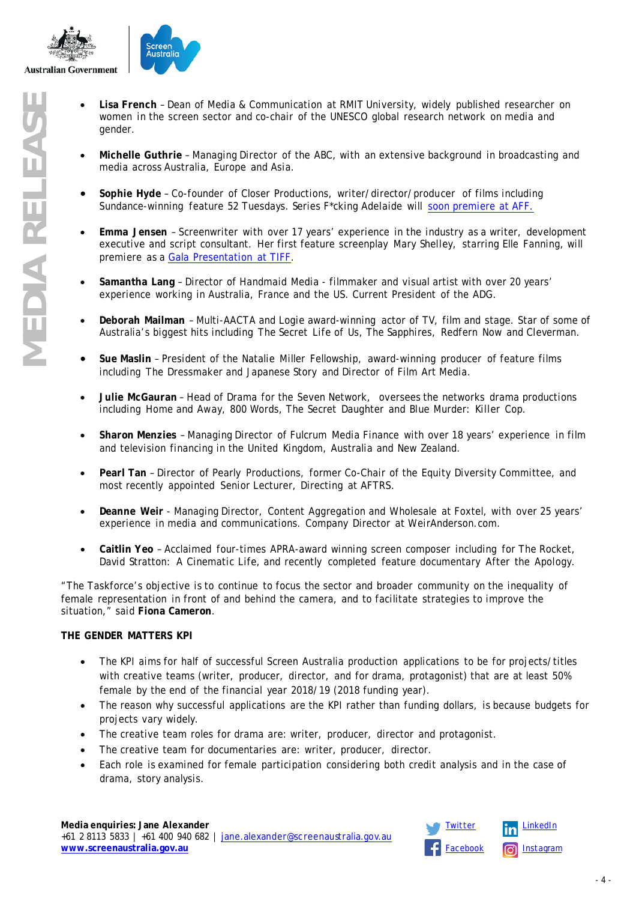- **Lisa French** – Dean of Media & Communication at RMIT University, widely published researcher on women in the screen sector and co-chair of the UNESCO global research network on media and gender.

- **Michelle Guthrie** – Managing Director of the ABC, with an extensive background in broadcasting and media across Australia, Europe and Asia.

- **Sophie Hyde** – Co-founder of Closer Productions, writer/director/producer of films including Sundance-winning feature 52 Tuesdays. Series F*cking Adelaide will [soon premiere at AFF.]()

- **Emma Jensen** – Screenwriter with over 17 years' experience in the industry as a writer, development executive and script consultant. Her first feature screenplay Mary Shelley, starring Elle Fanning, will premiere as a [Gala Presentation at TIFF]().

- **Samantha Lang** – Director of Handmaid Media - filmmaker and visual artist with over 20 years' experience working in Australia, France and the US. Current President of the ADG.

- **Deborah Mailman** – Multi-AACTA and Logie award-winning actor of TV, film and stage. Star of some of Australia's biggest hits including The Secret Life of Us, The Sapphires, Redfern Now and Cleverman.

- **Sue Maslin** – President of the Natalie Miller Fellowship, award-winning producer of feature films including The Dressmaker and Japanese Story and Director of Film Art Media.

- **Julie McGauran** – Head of Drama for the Seven Network, oversees the networks drama productions including Home and Away, 800 Words, The Secret Daughter and Blue Murder: Killer Cop.

- **Sharon Menzies** – Managing Director of Fulcrum Media Finance with over 18 years' experience in film and television financing in the United Kingdom, Australia and New Zealand.

- **Pearl Tan** – Director of Pearly Productions, former Co-Chair of the Equity Diversity Committee, and most recently appointed Senior Lecturer, Directing at AFTRS.

- **Deanne Weir** - Managing Director, Content Aggregation and Wholesale at Foxtel, with over 25 years' experience in media and communications. Company Director at WeirAnderson.com.

- **Caitlin Yeo** – Acclaimed four-times APRA-award winning screen composer including for The Rocket, David Stratton: A Cinematic Life, and recently completed feature documentary After the Apology.

"The Taskforce's objective is to continue to focus the sector and broader community on the inequality of female representation in front of and behind the camera, and to facilitate strategies to improve the situation," said **Fiona Cameron**.

**THE GENDER MATTERS KPI**

- The KPI aims for half of successful Screen Australia production applications to be for projects/titles with creative teams (writer, producer, director, and for drama, protagonist) that are at least 50% female by the end of the financial year 2018/19 (2018 funding year).
- The reason why successful applications are the KPI rather than funding dollars, is because budgets for projects vary widely.
- The creative team roles for drama are: writer, producer, director and protagonist.
- The creative team for documentaries are: writer, producer, director.
- Each role is examined for female participation considering both credit analysis and in the case of drama, story analysis.

**Media enquiries: Jane Alexander**
+61 2 8113 5833 | +61 400 940 682 | jane.alexander@screenaustralia.gov.au
**www.screenaustralia.gov.au**

Twitter LinkedIn Facebook Instagram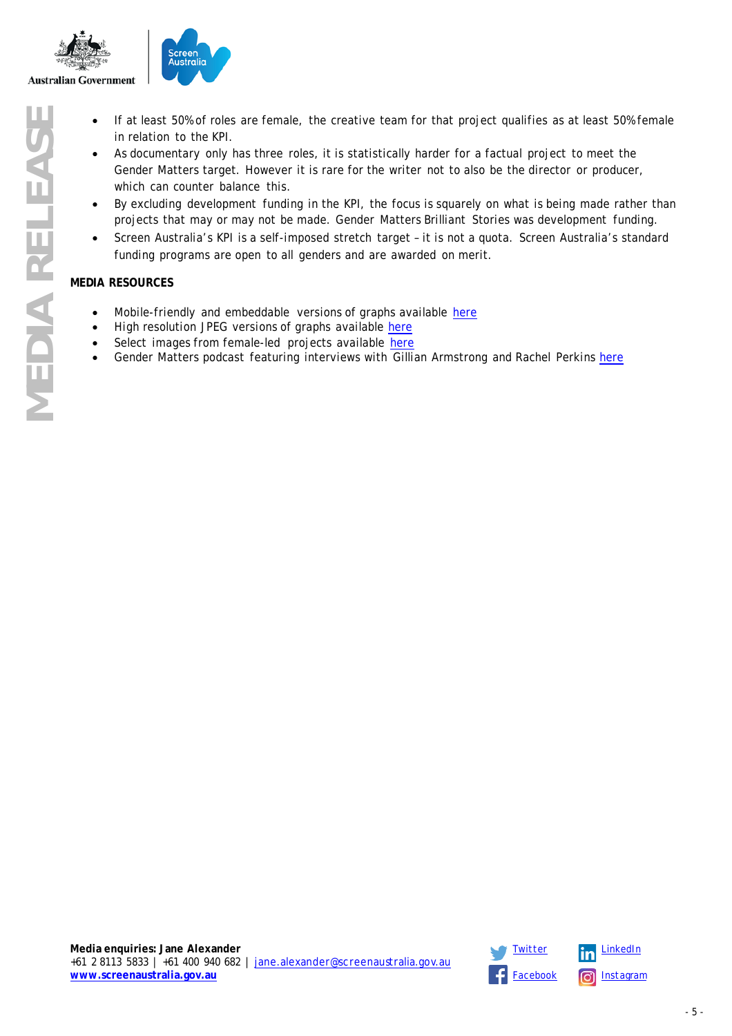- If at least 50% of roles are female, the creative team for that project qualifies as at least 50% female in relation to the KPI.
- As documentary only has three roles, it is statistically harder for a factual project to meet the Gender Matters target. However it is rare for the writer not to also be the director or producer, which can counter balance this.
- By excluding development funding in the KPI, the focus is squarely on what is being made rather than projects that may or may not be made. Gender Matters Brilliant Stories was development funding.
- Screen Australia's KPI is a self-imposed stretch target – it is not a quota. Screen Australia's standard funding programs are open to all genders and are awarded on merit.

**MEDIA RESOURCES**

- Mobile-friendly and embeddable versions of graphs available here
- High resolution JPEG versions of graphs available here
- Select images from female-led projects available here
- Gender Matters podcast featuring interviews with Gillian Armstrong and Rachel Perkins here

**Media enquiries: Jane Alexander**
+61 2 8113 5833 | +61 400 940 682 | jane.alexander@screenaustralia.gov.au
**www.screenaustralia.gov.au**

Twitter LinkedIn
Facebook Instagram